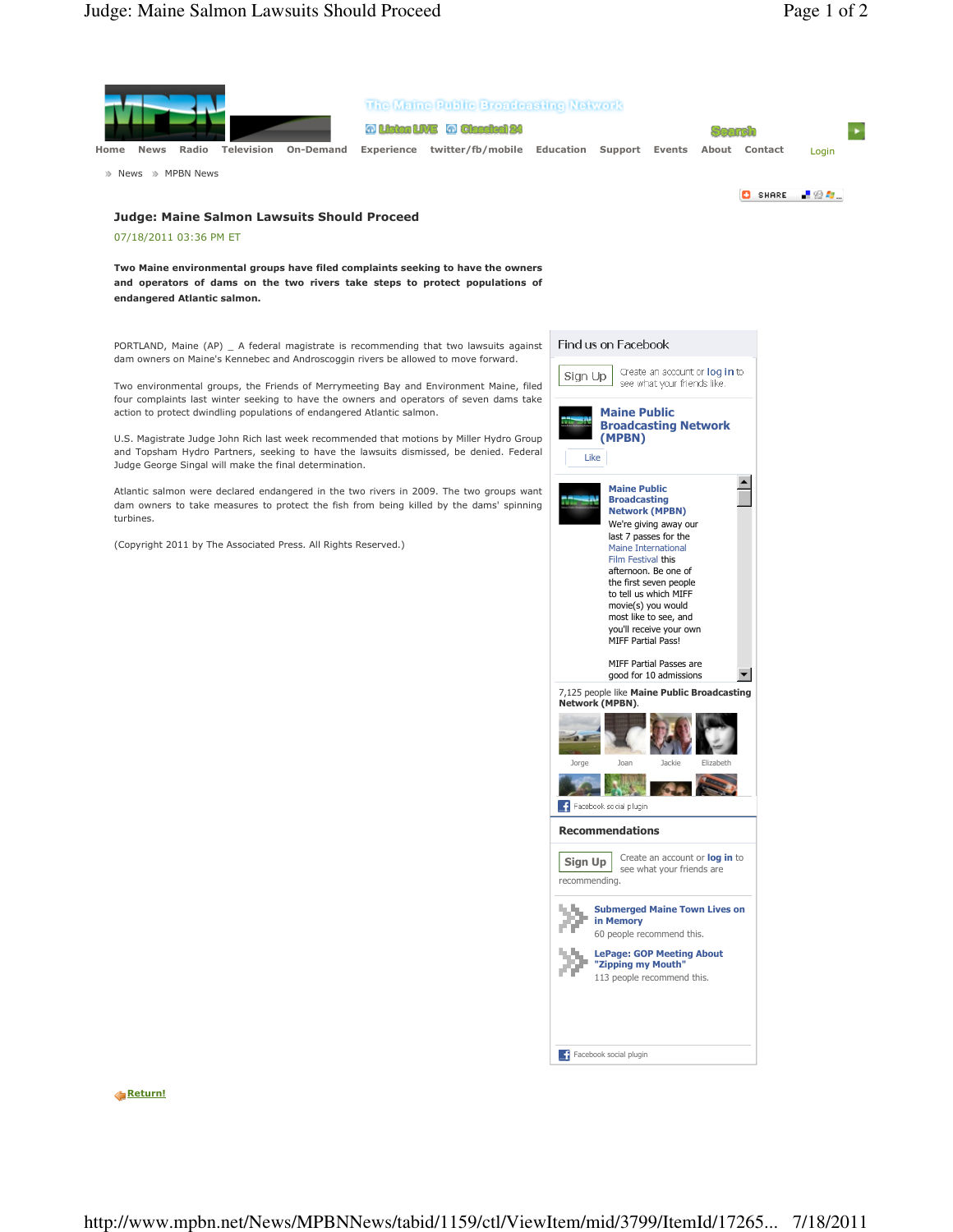Home News Radio Television On-Demand Experience twitter/fb/mobile Education Support Events About Contact Login

» News » MPBN News

# Judge: Maine Salmon Lawsuits Should Proceed

07/18/2011 03:36 PM ET

**Two Maine environmental groups have filed complaints seeking to have the owners and operators of dams on the two rivers take steps to protect populations of endangered Atlantic salmon.**

PORTLAND, Maine (AP) _ A federal magistrate is recommending that two lawsuits against dam owners on Maine's Kennebec and Androscoggin rivers be allowed to move forward.

Two environmental groups, the Friends of Merrymeeting Bay and Environment Maine, filed four complaints last winter seeking to have the owners and operators of seven dams take action to protect dwindling populations of endangered Atlantic salmon.

U.S. Magistrate Judge John Rich last week recommended that motions by Miller Hydro Group and Topsham Hydro Partners, seeking to have the lawsuits dismissed, be denied. Federal Judge George Singal will make the final determination.

Atlantic salmon were declared endangered in the two rivers in 2009. The two groups want dam owners to take measures to protect the fish from being killed by the dams' spinning turbines.

(Copyright 2011 by The Associated Press. All Rights Reserved.)

Return!

---

Find us on Facebook

Sign Up Create an account or log in to see what your friends like.

**Maine Public Broadcasting Network (MPBN)**

Like

**Maine Public Broadcasting Network (MPBN)**
We're giving away our last 7 passes for the Maine International Film Festival this afternoon. Be one of the first seven people to tell us which MIFF movie(s) you would most like to see, and you'll receive your own MIFF Partial Pass!

MIFF Partial Passes are good for 10 admissions

7,125 people like **Maine Public Broadcasting Network (MPBN)**.

Jorge Joan Jackie Elizabeth

Facebook social plugin

## Recommendations

Sign Up Create an account or log in to see what your friends are recommending.

**Submerged Maine Town Lives on in Memory**
60 people recommend this.

**LePage: GOP Meeting About "Zipping my Mouth"**
113 people recommend this.

Facebook social plugin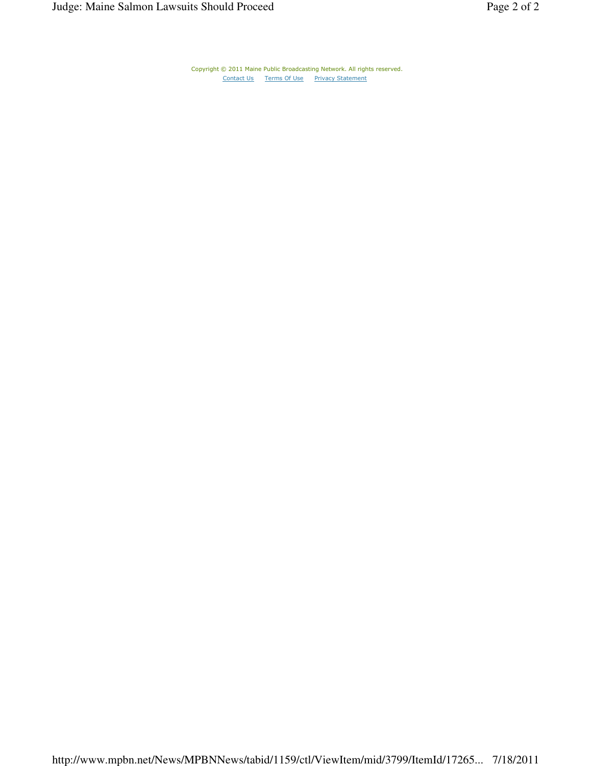Copyright © 2011 Maine Public Broadcasting Network. All rights reserved.

Contact Us    Terms Of Use    Privacy Statement